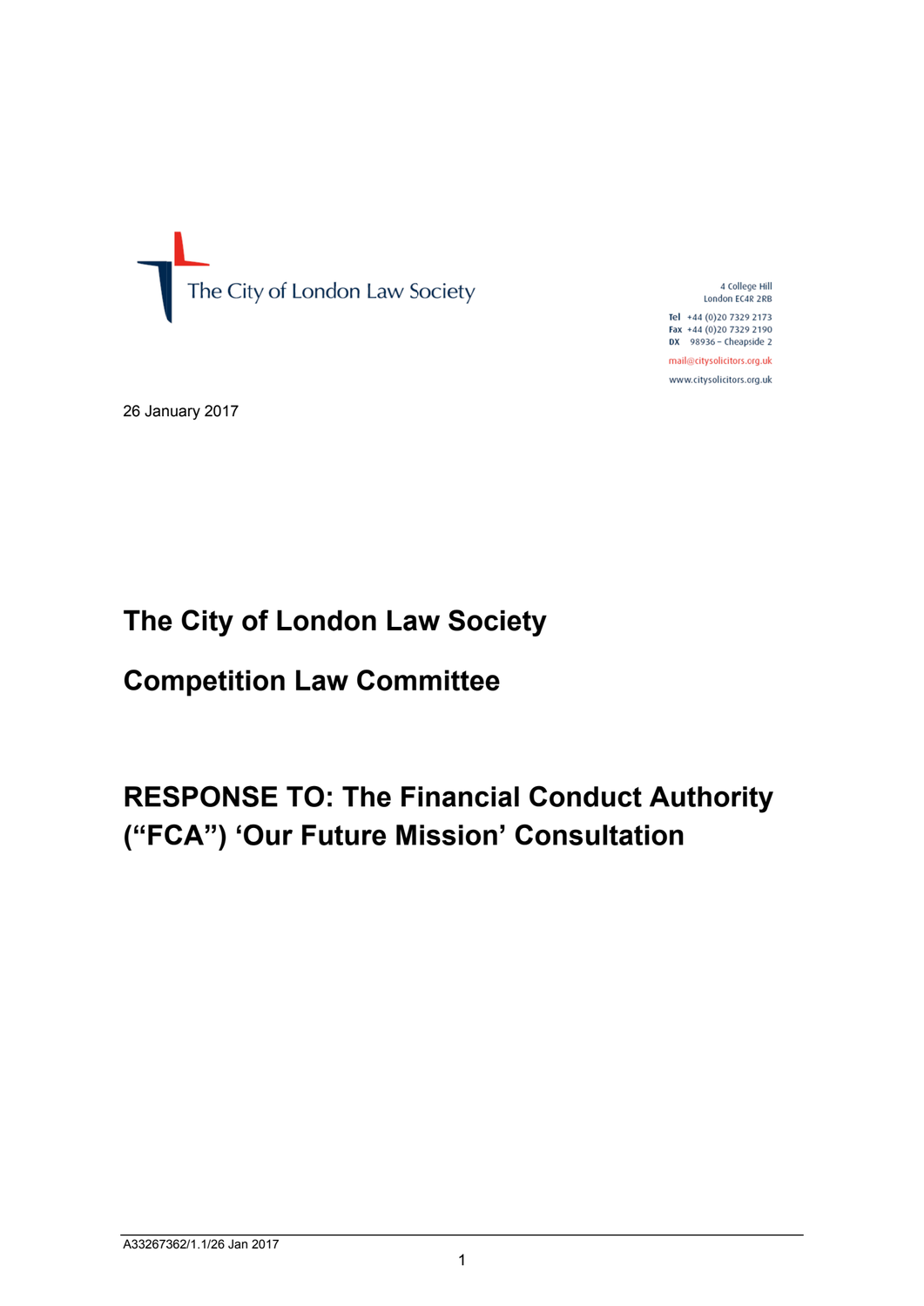The City of London Law Society

4 College Hill
London EC4R 2RB

Tel +44 (0)20 7329 2173
Fax +44 (0)20 7329 2190
DX 98936 – Cheapside 2

mail@citysolicitors.org.uk

www.citysolicitors.org.uk

26 January 2017

# The City of London Law Society

# Competition Law Committee

# RESPONSE TO: The Financial Conduct Authority ("FCA") 'Our Future Mission' Consultation

A33267362/1.1/26 Jan 2017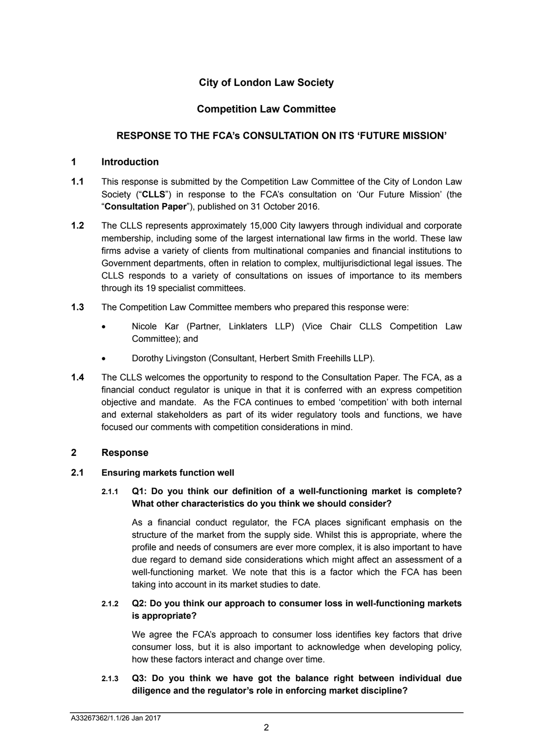# City of London Law Society

## Competition Law Committee

## RESPONSE TO THE FCA's CONSULTATION ON ITS 'FUTURE MISSION'

## 1 Introduction

**1.1** This response is submitted by the Competition Law Committee of the City of London Law Society ("**CLLS**") in response to the FCA's consultation on 'Our Future Mission' (the "**Consultation Paper**"), published on 31 October 2016.

**1.2** The CLLS represents approximately 15,000 City lawyers through individual and corporate membership, including some of the largest international law firms in the world. These law firms advise a variety of clients from multinational companies and financial institutions to Government departments, often in relation to complex, multijurisdictional legal issues. The CLLS responds to a variety of consultations on issues of importance to its members through its 19 specialist committees.

**1.3** The Competition Law Committee members who prepared this response were:

- Nicole Kar (Partner, Linklaters LLP) (Vice Chair CLLS Competition Law Committee); and
- Dorothy Livingston (Consultant, Herbert Smith Freehills LLP).

**1.4** The CLLS welcomes the opportunity to respond to the Consultation Paper. The FCA, as a financial conduct regulator is unique in that it is conferred with an express competition objective and mandate. As the FCA continues to embed 'competition' with both internal and external stakeholders as part of its wider regulatory tools and functions, we have focused our comments with competition considerations in mind.

## 2 Response

### 2.1 Ensuring markets function well

**2.1.1 Q1: Do you think our definition of a well-functioning market is complete? What other characteristics do you think we should consider?**

As a financial conduct regulator, the FCA places significant emphasis on the structure of the market from the supply side. Whilst this is appropriate, where the profile and needs of consumers are ever more complex, it is also important to have due regard to demand side considerations which might affect an assessment of a well-functioning market. We note that this is a factor which the FCA has been taking into account in its market studies to date.

**2.1.2 Q2: Do you think our approach to consumer loss in well-functioning markets is appropriate?**

We agree the FCA's approach to consumer loss identifies key factors that drive consumer loss, but it is also important to acknowledge when developing policy, how these factors interact and change over time.

**2.1.3 Q3: Do you think we have got the balance right between individual due diligence and the regulator's role in enforcing market discipline?**

A33267362/1.1/26 Jan 2017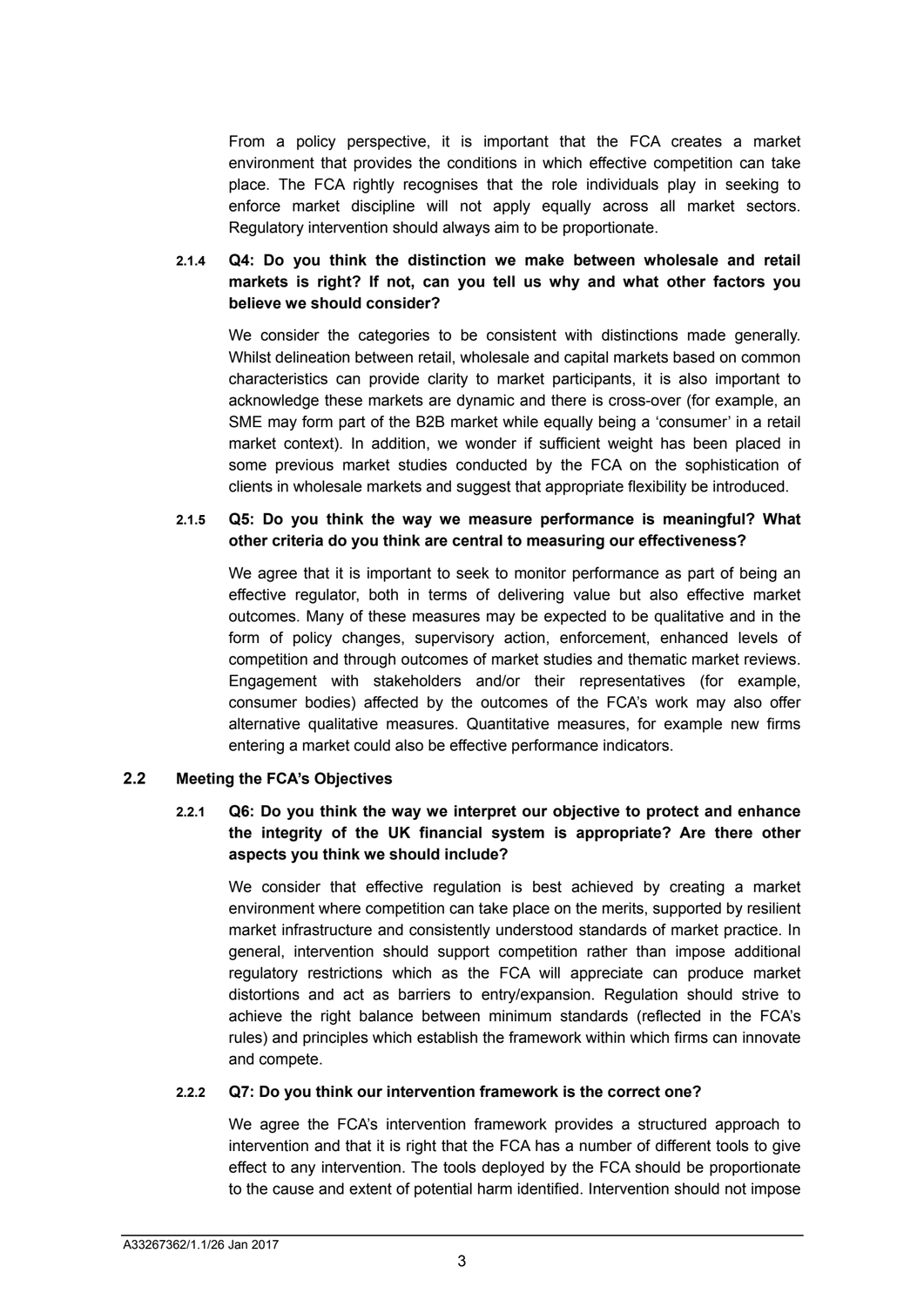From a policy perspective, it is important that the FCA creates a market environment that provides the conditions in which effective competition can take place. The FCA rightly recognises that the role individuals play in seeking to enforce market discipline will not apply equally across all market sectors. Regulatory intervention should always aim to be proportionate.

2.1.4 **Q4: Do you think the distinction we make between wholesale and retail markets is right? If not, can you tell us why and what other factors you believe we should consider?**

We consider the categories to be consistent with distinctions made generally. Whilst delineation between retail, wholesale and capital markets based on common characteristics can provide clarity to market participants, it is also important to acknowledge these markets are dynamic and there is cross-over (for example, an SME may form part of the B2B market while equally being a 'consumer' in a retail market context). In addition, we wonder if sufficient weight has been placed in some previous market studies conducted by the FCA on the sophistication of clients in wholesale markets and suggest that appropriate flexibility be introduced.

2.1.5 **Q5: Do you think the way we measure performance is meaningful? What other criteria do you think are central to measuring our effectiveness?**

We agree that it is important to seek to monitor performance as part of being an effective regulator, both in terms of delivering value but also effective market outcomes. Many of these measures may be expected to be qualitative and in the form of policy changes, supervisory action, enforcement, enhanced levels of competition and through outcomes of market studies and thematic market reviews. Engagement with stakeholders and/or their representatives (for example, consumer bodies) affected by the outcomes of the FCA's work may also offer alternative qualitative measures. Quantitative measures, for example new firms entering a market could also be effective performance indicators.

## 2.2 Meeting the FCA's Objectives

2.2.1 **Q6: Do you think the way we interpret our objective to protect and enhance the integrity of the UK financial system is appropriate? Are there other aspects you think we should include?**

We consider that effective regulation is best achieved by creating a market environment where competition can take place on the merits, supported by resilient market infrastructure and consistently understood standards of market practice. In general, intervention should support competition rather than impose additional regulatory restrictions which as the FCA will appreciate can produce market distortions and act as barriers to entry/expansion. Regulation should strive to achieve the right balance between minimum standards (reflected in the FCA's rules) and principles which establish the framework within which firms can innovate and compete.

2.2.2 **Q7: Do you think our intervention framework is the correct one?**

We agree the FCA's intervention framework provides a structured approach to intervention and that it is right that the FCA has a number of different tools to give effect to any intervention. The tools deployed by the FCA should be proportionate to the cause and extent of potential harm identified. Intervention should not impose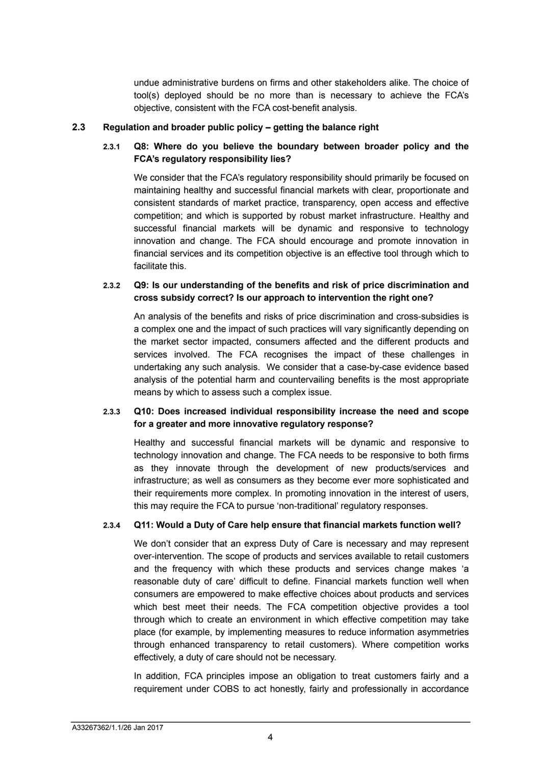undue administrative burdens on firms and other stakeholders alike. The choice of tool(s) deployed should be no more than is necessary to achieve the FCA's objective, consistent with the FCA cost-benefit analysis.

## 2.3 Regulation and broader public policy – getting the balance right

### 2.3.1 Q8: Where do you believe the boundary between broader policy and the FCA's regulatory responsibility lies?

We consider that the FCA's regulatory responsibility should primarily be focused on maintaining healthy and successful financial markets with clear, proportionate and consistent standards of market practice, transparency, open access and effective competition; and which is supported by robust market infrastructure. Healthy and successful financial markets will be dynamic and responsive to technology innovation and change. The FCA should encourage and promote innovation in financial services and its competition objective is an effective tool through which to facilitate this.

### 2.3.2 Q9: Is our understanding of the benefits and risk of price discrimination and cross subsidy correct? Is our approach to intervention the right one?

An analysis of the benefits and risks of price discrimination and cross-subsidies is a complex one and the impact of such practices will vary significantly depending on the market sector impacted, consumers affected and the different products and services involved. The FCA recognises the impact of these challenges in undertaking any such analysis. We consider that a case-by-case evidence based analysis of the potential harm and countervailing benefits is the most appropriate means by which to assess such a complex issue.

### 2.3.3 Q10: Does increased individual responsibility increase the need and scope for a greater and more innovative regulatory response?

Healthy and successful financial markets will be dynamic and responsive to technology innovation and change. The FCA needs to be responsive to both firms as they innovate through the development of new products/services and infrastructure; as well as consumers as they become ever more sophisticated and their requirements more complex. In promoting innovation in the interest of users, this may require the FCA to pursue 'non-traditional' regulatory responses.

### 2.3.4 Q11: Would a Duty of Care help ensure that financial markets function well?

We don't consider that an express Duty of Care is necessary and may represent over-intervention. The scope of products and services available to retail customers and the frequency with which these products and services change makes 'a reasonable duty of care' difficult to define. Financial markets function well when consumers are empowered to make effective choices about products and services which best meet their needs. The FCA competition objective provides a tool through which to create an environment in which effective competition may take place (for example, by implementing measures to reduce information asymmetries through enhanced transparency to retail customers). Where competition works effectively, a duty of care should not be necessary.

In addition, FCA principles impose an obligation to treat customers fairly and a requirement under COBS to act honestly, fairly and professionally in accordance

A33267362/1.1/26 Jan 2017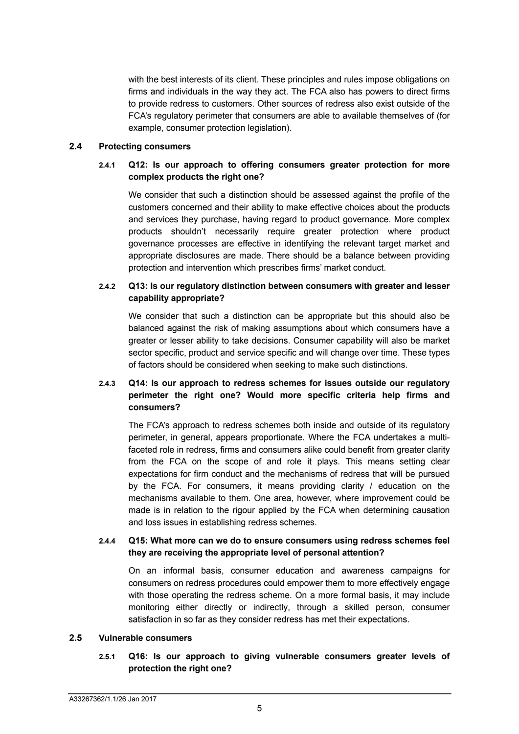with the best interests of its client. These principles and rules impose obligations on firms and individuals in the way they act. The FCA also has powers to direct firms to provide redress to customers. Other sources of redress also exist outside of the FCA's regulatory perimeter that consumers are able to available themselves of (for example, consumer protection legislation).

## 2.4 Protecting consumers

### 2.4.1 Q12: Is our approach to offering consumers greater protection for more complex products the right one?

We consider that such a distinction should be assessed against the profile of the customers concerned and their ability to make effective choices about the products and services they purchase, having regard to product governance. More complex products shouldn't necessarily require greater protection where product governance processes are effective in identifying the relevant target market and appropriate disclosures are made. There should be a balance between providing protection and intervention which prescribes firms' market conduct.

### 2.4.2 Q13: Is our regulatory distinction between consumers with greater and lesser capability appropriate?

We consider that such a distinction can be appropriate but this should also be balanced against the risk of making assumptions about which consumers have a greater or lesser ability to take decisions. Consumer capability will also be market sector specific, product and service specific and will change over time. These types of factors should be considered when seeking to make such distinctions.

### 2.4.3 Q14: Is our approach to redress schemes for issues outside our regulatory perimeter the right one? Would more specific criteria help firms and consumers?

The FCA's approach to redress schemes both inside and outside of its regulatory perimeter, in general, appears proportionate. Where the FCA undertakes a multi-faceted role in redress, firms and consumers alike could benefit from greater clarity from the FCA on the scope of and role it plays. This means setting clear expectations for firm conduct and the mechanisms of redress that will be pursued by the FCA. For consumers, it means providing clarity / education on the mechanisms available to them. One area, however, where improvement could be made is in relation to the rigour applied by the FCA when determining causation and loss issues in establishing redress schemes.

### 2.4.4 Q15: What more can we do to ensure consumers using redress schemes feel they are receiving the appropriate level of personal attention?

On an informal basis, consumer education and awareness campaigns for consumers on redress procedures could empower them to more effectively engage with those operating the redress scheme. On a more formal basis, it may include monitoring either directly or indirectly, through a skilled person, consumer satisfaction in so far as they consider redress has met their expectations.

## 2.5 Vulnerable consumers

### 2.5.1 Q16: Is our approach to giving vulnerable consumers greater levels of protection the right one?

A33267362/1.1/26 Jan 2017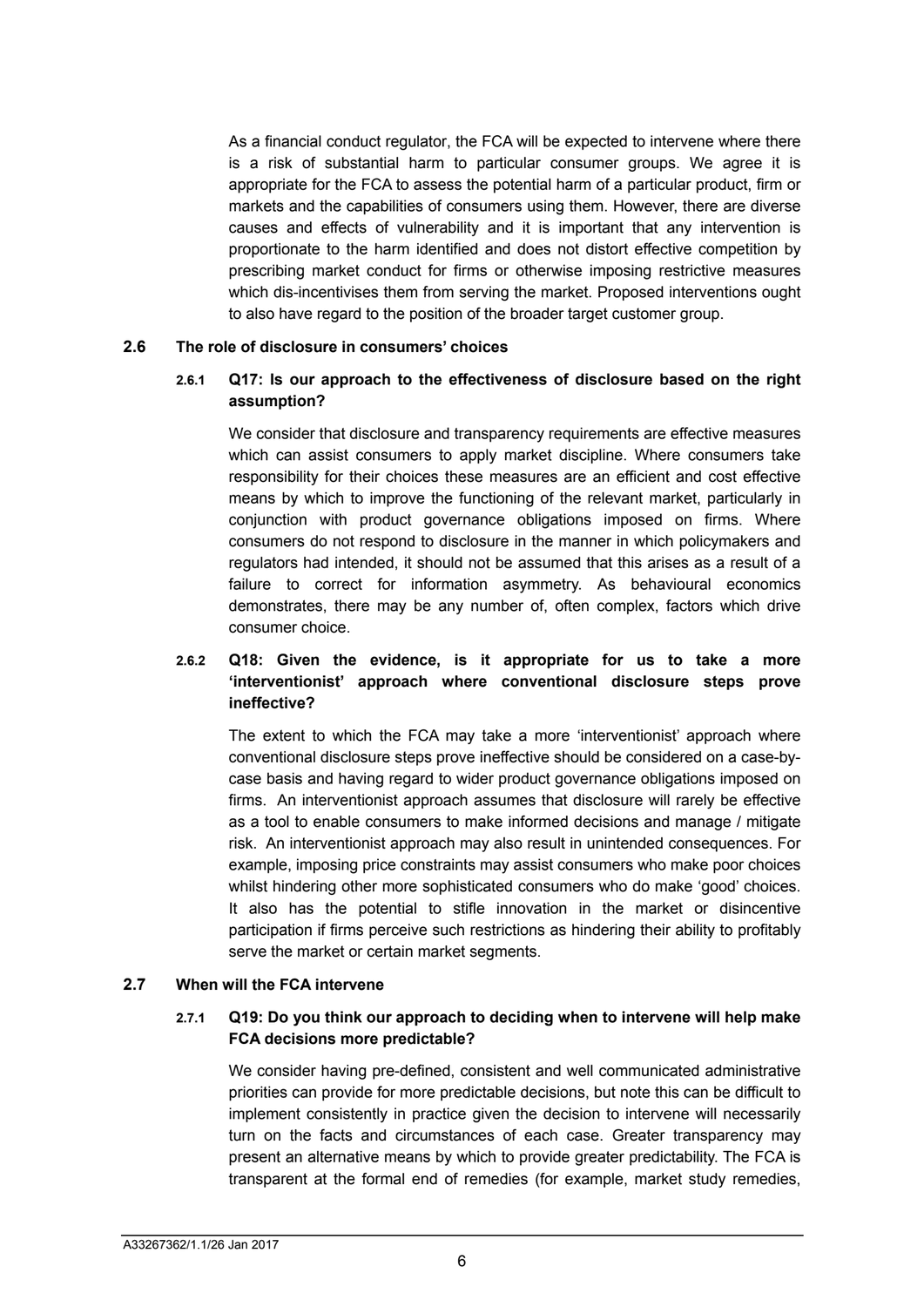As a financial conduct regulator, the FCA will be expected to intervene where there is a risk of substantial harm to particular consumer groups. We agree it is appropriate for the FCA to assess the potential harm of a particular product, firm or markets and the capabilities of consumers using them. However, there are diverse causes and effects of vulnerability and it is important that any intervention is proportionate to the harm identified and does not distort effective competition by prescribing market conduct for firms or otherwise imposing restrictive measures which dis-incentivises them from serving the market. Proposed interventions ought to also have regard to the position of the broader target customer group.

## 2.6 The role of disclosure in consumers' choices

### 2.6.1 Q17: Is our approach to the effectiveness of disclosure based on the right assumption?

We consider that disclosure and transparency requirements are effective measures which can assist consumers to apply market discipline. Where consumers take responsibility for their choices these measures are an efficient and cost effective means by which to improve the functioning of the relevant market, particularly in conjunction with product governance obligations imposed on firms. Where consumers do not respond to disclosure in the manner in which policymakers and regulators had intended, it should not be assumed that this arises as a result of a failure to correct for information asymmetry. As behavioural economics demonstrates, there may be any number of, often complex, factors which drive consumer choice.

### 2.6.2 Q18: Given the evidence, is it appropriate for us to take a more 'interventionist' approach where conventional disclosure steps prove ineffective?

The extent to which the FCA may take a more 'interventionist' approach where conventional disclosure steps prove ineffective should be considered on a case-by-case basis and having regard to wider product governance obligations imposed on firms. An interventionist approach assumes that disclosure will rarely be effective as a tool to enable consumers to make informed decisions and manage / mitigate risk. An interventionist approach may also result in unintended consequences. For example, imposing price constraints may assist consumers who make poor choices whilst hindering other more sophisticated consumers who do make 'good' choices. It also has the potential to stifle innovation in the market or disincentive participation if firms perceive such restrictions as hindering their ability to profitably serve the market or certain market segments.

## 2.7 When will the FCA intervene

### 2.7.1 Q19: Do you think our approach to deciding when to intervene will help make FCA decisions more predictable?

We consider having pre-defined, consistent and well communicated administrative priorities can provide for more predictable decisions, but note this can be difficult to implement consistently in practice given the decision to intervene will necessarily turn on the facts and circumstances of each case. Greater transparency may present an alternative means by which to provide greater predictability. The FCA is transparent at the formal end of remedies (for example, market study remedies,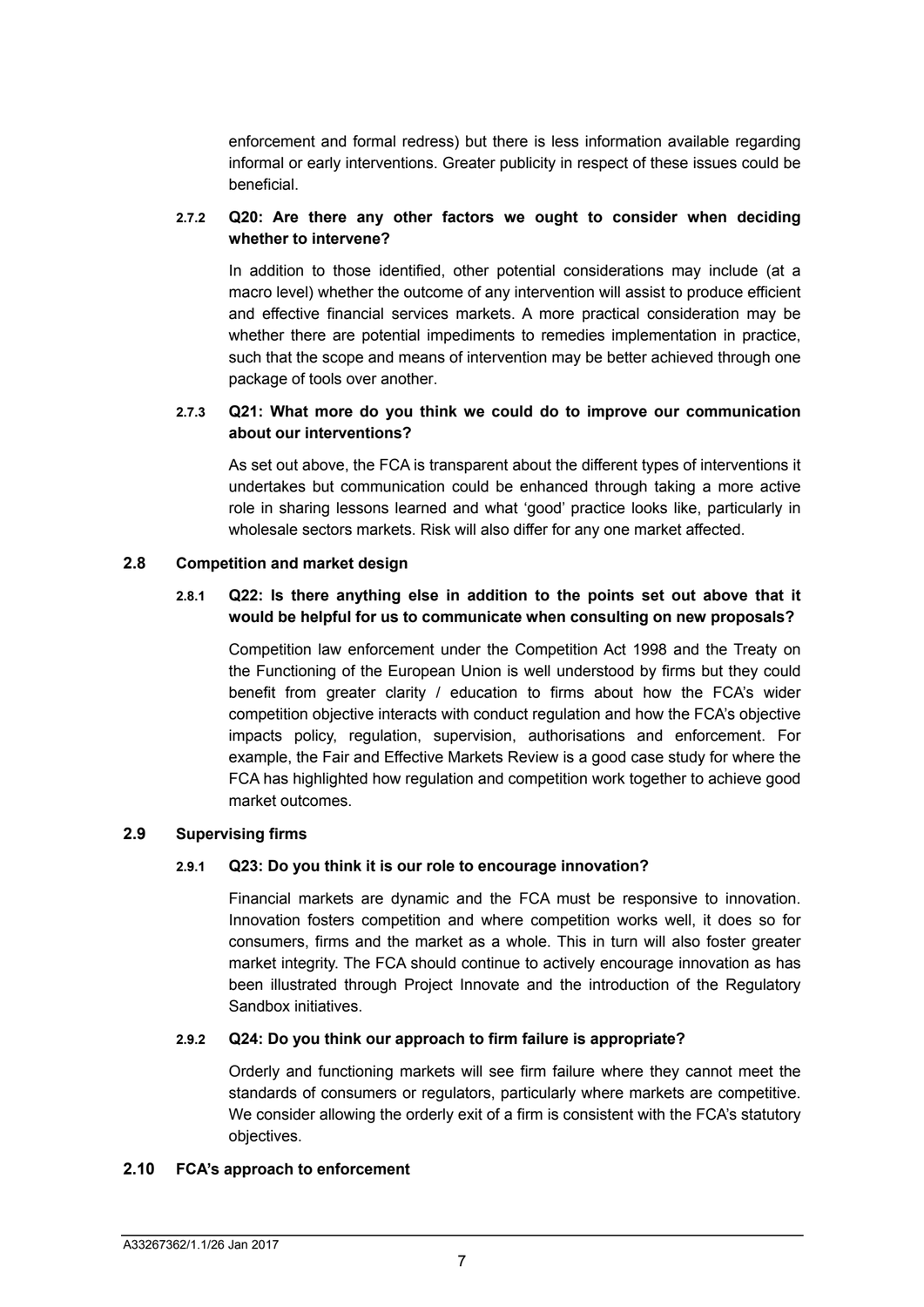enforcement and formal redress) but there is less information available regarding informal or early interventions. Greater publicity in respect of these issues could be beneficial.

**2.7.2 Q20: Are there any other factors we ought to consider when deciding whether to intervene?**

In addition to those identified, other potential considerations may include (at a macro level) whether the outcome of any intervention will assist to produce efficient and effective financial services markets. A more practical consideration may be whether there are potential impediments to remedies implementation in practice, such that the scope and means of intervention may be better achieved through one package of tools over another.

**2.7.3 Q21: What more do you think we could do to improve our communication about our interventions?**

As set out above, the FCA is transparent about the different types of interventions it undertakes but communication could be enhanced through taking a more active role in sharing lessons learned and what 'good' practice looks like, particularly in wholesale sectors markets. Risk will also differ for any one market affected.

## 2.8 Competition and market design

**2.8.1 Q22: Is there anything else in addition to the points set out above that it would be helpful for us to communicate when consulting on new proposals?**

Competition law enforcement under the Competition Act 1998 and the Treaty on the Functioning of the European Union is well understood by firms but they could benefit from greater clarity / education to firms about how the FCA's wider competition objective interacts with conduct regulation and how the FCA's objective impacts policy, regulation, supervision, authorisations and enforcement. For example, the Fair and Effective Markets Review is a good case study for where the FCA has highlighted how regulation and competition work together to achieve good market outcomes.

## 2.9 Supervising firms

**2.9.1 Q23: Do you think it is our role to encourage innovation?**

Financial markets are dynamic and the FCA must be responsive to innovation. Innovation fosters competition and where competition works well, it does so for consumers, firms and the market as a whole. This in turn will also foster greater market integrity. The FCA should continue to actively encourage innovation as has been illustrated through Project Innovate and the introduction of the Regulatory Sandbox initiatives.

**2.9.2 Q24: Do you think our approach to firm failure is appropriate?**

Orderly and functioning markets will see firm failure where they cannot meet the standards of consumers or regulators, particularly where markets are competitive. We consider allowing the orderly exit of a firm is consistent with the FCA's statutory objectives.

## 2.10 FCA's approach to enforcement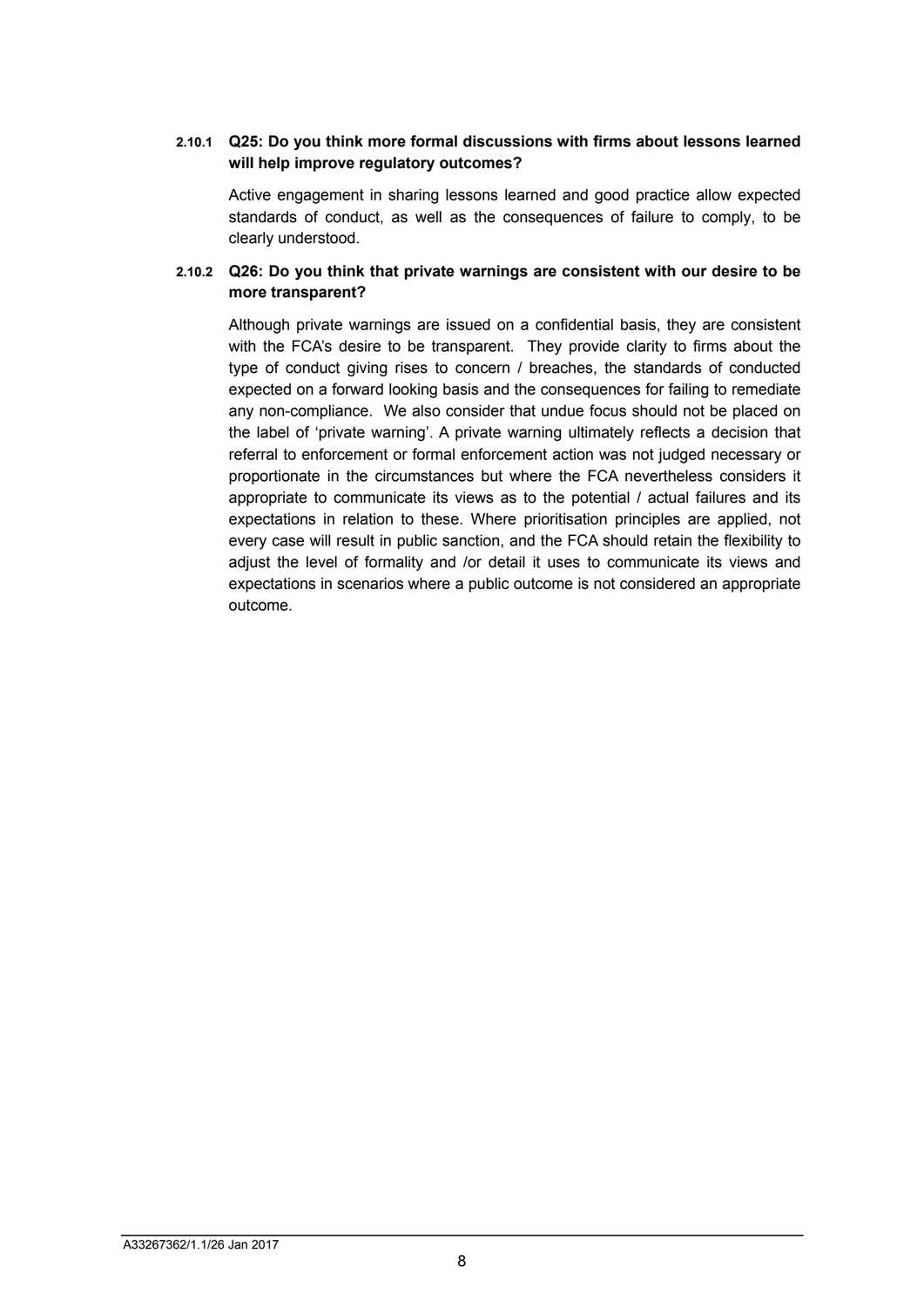**2.10.1 Q25: Do you think more formal discussions with firms about lessons learned will help improve regulatory outcomes?**

Active engagement in sharing lessons learned and good practice allow expected standards of conduct, as well as the consequences of failure to comply, to be clearly understood.

**2.10.2 Q26: Do you think that private warnings are consistent with our desire to be more transparent?**

Although private warnings are issued on a confidential basis, they are consistent with the FCA's desire to be transparent. They provide clarity to firms about the type of conduct giving rises to concern / breaches, the standards of conducted expected on a forward looking basis and the consequences for failing to remediate any non-compliance. We also consider that undue focus should not be placed on the label of 'private warning'. A private warning ultimately reflects a decision that referral to enforcement or formal enforcement action was not judged necessary or proportionate in the circumstances but where the FCA nevertheless considers it appropriate to communicate its views as to the potential / actual failures and its expectations in relation to these. Where prioritisation principles are applied, not every case will result in public sanction, and the FCA should retain the flexibility to adjust the level of formality and /or detail it uses to communicate its views and expectations in scenarios where a public outcome is not considered an appropriate outcome.